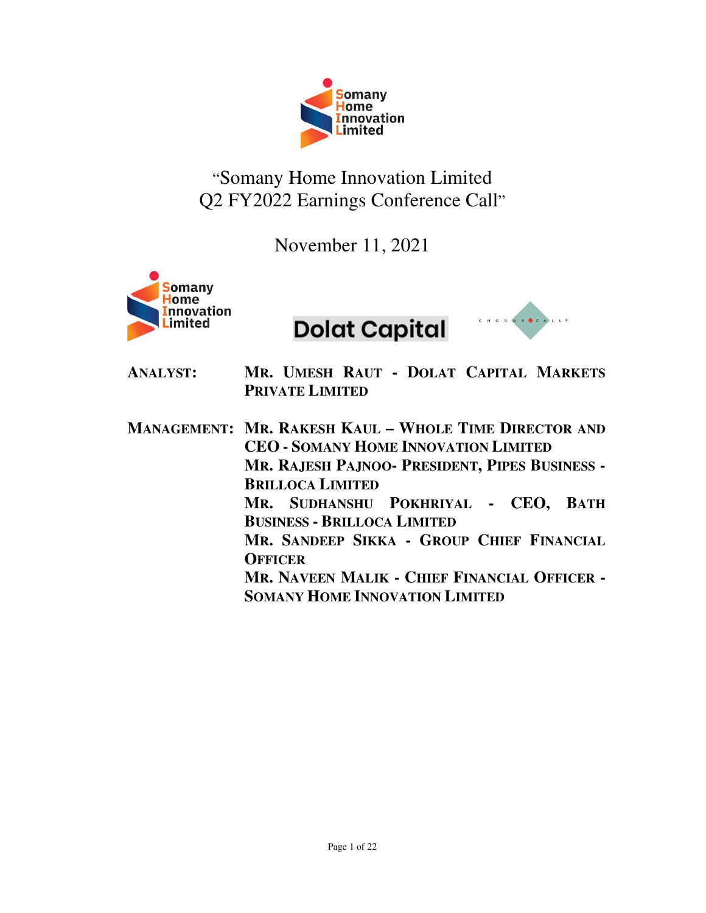# "Somany Home Innovation Limited Q2 FY2022 Earnings Conference Call"

November 11, 2021

Dolat Capital

**ANALYST:** MR. UMESH RAUT - DOLAT CAPITAL MARKETS PRIVATE LIMITED

**MANAGEMENT:** MR. RAKESH KAUL – WHOLE TIME DIRECTOR AND CEO - SOMANY HOME INNOVATION LIMITED

MR. RAJESH PAJNOO- PRESIDENT, PIPES BUSINESS - BRILLOCA LIMITED

MR. SUDHANSHU POKHRIYAL - CEO, BATH BUSINESS - BRILLOCA LIMITED

MR. SANDEEP SIKKA - GROUP CHIEF FINANCIAL OFFICER

MR. NAVEEN MALIK - CHIEF FINANCIAL OFFICER - SOMANY HOME INNOVATION LIMITED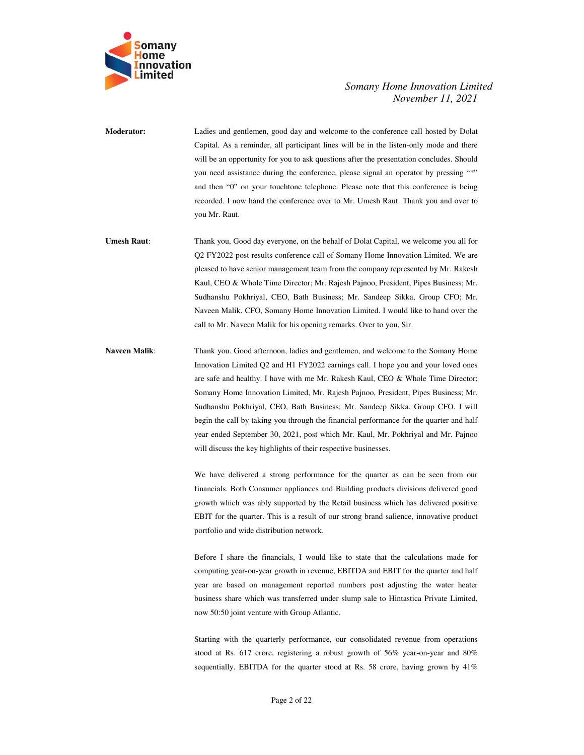**Moderator:** Ladies and gentlemen, good day and welcome to the conference call hosted by Dolat Capital. As a reminder, all participant lines will be in the listen-only mode and there will be an opportunity for you to ask questions after the presentation concludes. Should you need assistance during the conference, please signal an operator by pressing "*" and then "0" on your touchtone telephone. Please note that this conference is being recorded. I now hand the conference over to Mr. Umesh Raut. Thank you and over to you Mr. Raut.

**Umesh Raut**: Thank you, Good day everyone, on the behalf of Dolat Capital, we welcome you all for Q2 FY2022 post results conference call of Somany Home Innovation Limited. We are pleased to have senior management team from the company represented by Mr. Rakesh Kaul, CEO & Whole Time Director; Mr. Rajesh Pajnoo, President, Pipes Business; Mr. Sudhanshu Pokhriyal, CEO, Bath Business; Mr. Sandeep Sikka, Group CFO; Mr. Naveen Malik, CFO, Somany Home Innovation Limited. I would like to hand over the call to Mr. Naveen Malik for his opening remarks. Over to you, Sir.

**Naveen Malik**: Thank you. Good afternoon, ladies and gentlemen, and welcome to the Somany Home Innovation Limited Q2 and H1 FY2022 earnings call. I hope you and your loved ones are safe and healthy. I have with me Mr. Rakesh Kaul, CEO & Whole Time Director; Somany Home Innovation Limited, Mr. Rajesh Pajnoo, President, Pipes Business; Mr. Sudhanshu Pokhriyal, CEO, Bath Business; Mr. Sandeep Sikka, Group CFO. I will begin the call by taking you through the financial performance for the quarter and half year ended September 30, 2021, post which Mr. Kaul, Mr. Pokhriyal and Mr. Pajnoo will discuss the key highlights of their respective businesses.

We have delivered a strong performance for the quarter as can be seen from our financials. Both Consumer appliances and Building products divisions delivered good growth which was ably supported by the Retail business which has delivered positive EBIT for the quarter. This is a result of our strong brand salience, innovative product portfolio and wide distribution network.

Before I share the financials, I would like to state that the calculations made for computing year-on-year growth in revenue, EBITDA and EBIT for the quarter and half year are based on management reported numbers post adjusting the water heater business share which was transferred under slump sale to Hintastica Private Limited, now 50:50 joint venture with Group Atlantic.

Starting with the quarterly performance, our consolidated revenue from operations stood at Rs. 617 crore, registering a robust growth of 56% year-on-year and 80% sequentially. EBITDA for the quarter stood at Rs. 58 crore, having grown by 41%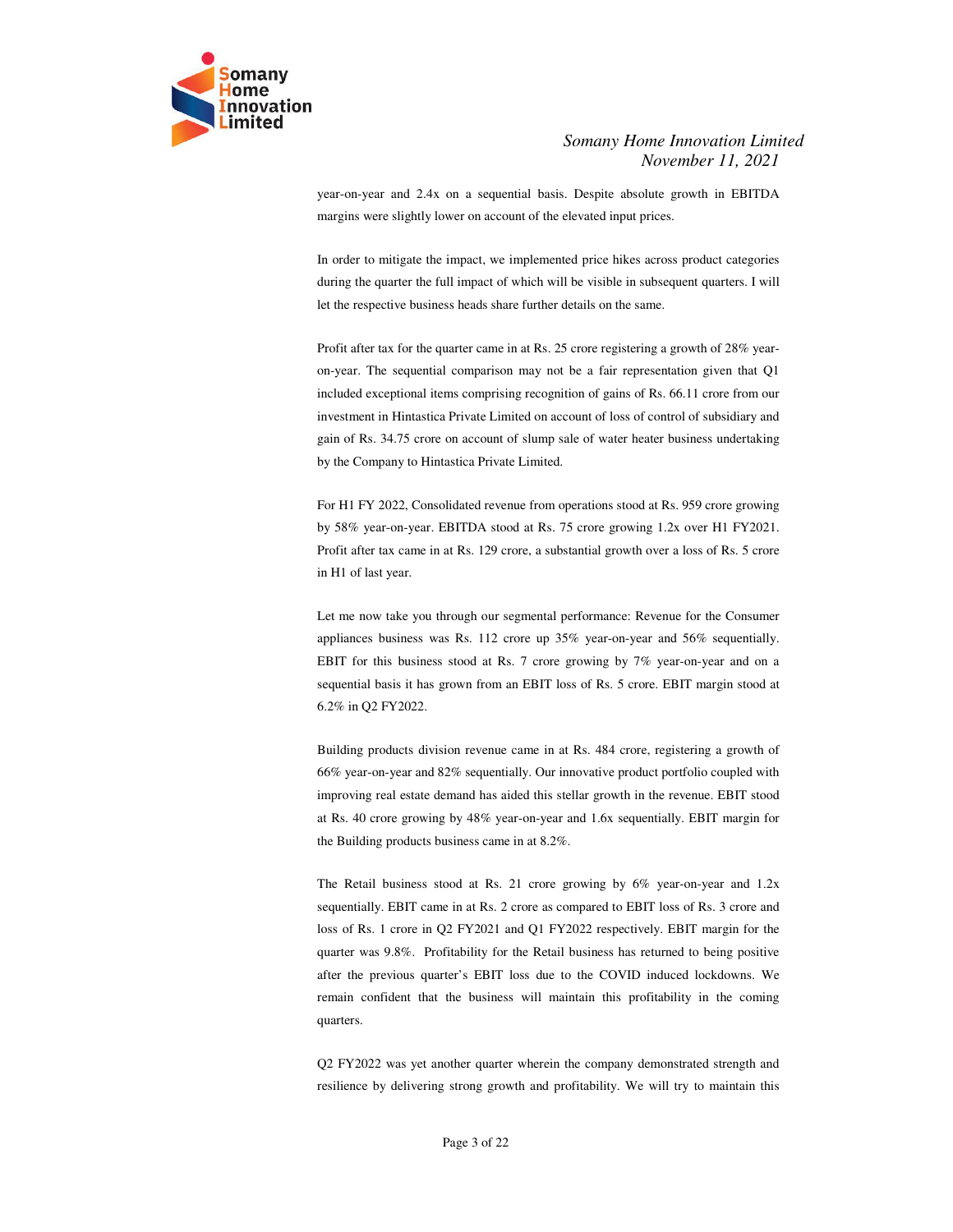year-on-year and 2.4x on a sequential basis. Despite absolute growth in EBITDA margins were slightly lower on account of the elevated input prices.

In order to mitigate the impact, we implemented price hikes across product categories during the quarter the full impact of which will be visible in subsequent quarters. I will let the respective business heads share further details on the same.

Profit after tax for the quarter came in at Rs. 25 crore registering a growth of 28% year-on-year. The sequential comparison may not be a fair representation given that Q1 included exceptional items comprising recognition of gains of Rs. 66.11 crore from our investment in Hintastica Private Limited on account of loss of control of subsidiary and gain of Rs. 34.75 crore on account of slump sale of water heater business undertaking by the Company to Hintastica Private Limited.

For H1 FY 2022, Consolidated revenue from operations stood at Rs. 959 crore growing by 58% year-on-year. EBITDA stood at Rs. 75 crore growing 1.2x over H1 FY2021. Profit after tax came in at Rs. 129 crore, a substantial growth over a loss of Rs. 5 crore in H1 of last year.

Let me now take you through our segmental performance: Revenue for the Consumer appliances business was Rs. 112 crore up 35% year-on-year and 56% sequentially. EBIT for this business stood at Rs. 7 crore growing by 7% year-on-year and on a sequential basis it has grown from an EBIT loss of Rs. 5 crore. EBIT margin stood at 6.2% in Q2 FY2022.

Building products division revenue came in at Rs. 484 crore, registering a growth of 66% year-on-year and 82% sequentially. Our innovative product portfolio coupled with improving real estate demand has aided this stellar growth in the revenue. EBIT stood at Rs. 40 crore growing by 48% year-on-year and 1.6x sequentially. EBIT margin for the Building products business came in at 8.2%.

The Retail business stood at Rs. 21 crore growing by 6% year-on-year and 1.2x sequentially. EBIT came in at Rs. 2 crore as compared to EBIT loss of Rs. 3 crore and loss of Rs. 1 crore in Q2 FY2021 and Q1 FY2022 respectively. EBIT margin for the quarter was 9.8%. Profitability for the Retail business has returned to being positive after the previous quarter's EBIT loss due to the COVID induced lockdowns. We remain confident that the business will maintain this profitability in the coming quarters.

Q2 FY2022 was yet another quarter wherein the company demonstrated strength and resilience by delivering strong growth and profitability. We will try to maintain this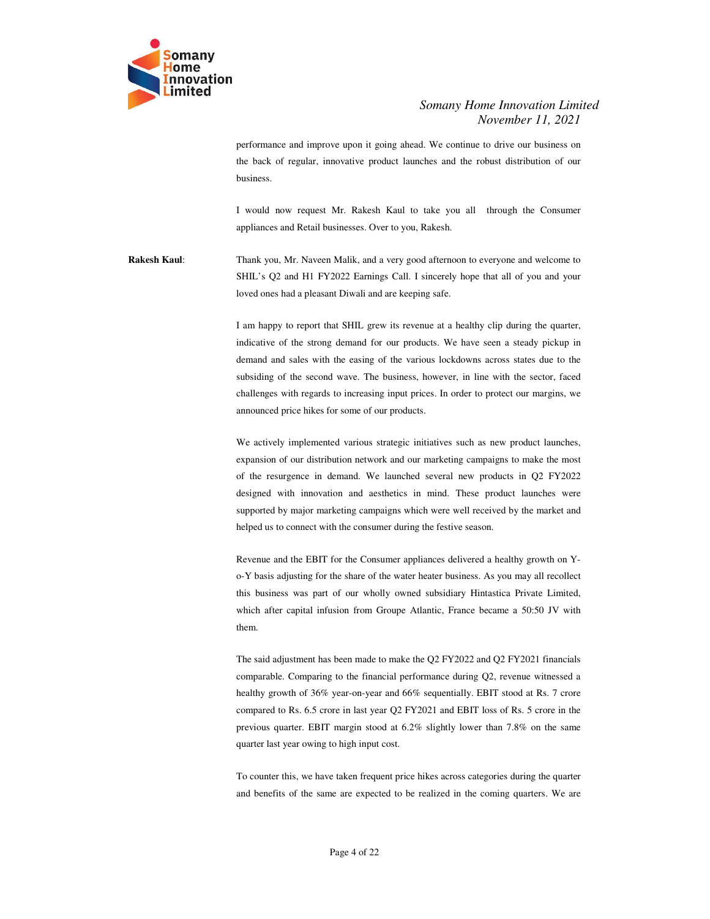performance and improve upon it going ahead. We continue to drive our business on the back of regular, innovative product launches and the robust distribution of our business.

I would now request Mr. Rakesh Kaul to take you all through the Consumer appliances and Retail businesses. Over to you, Rakesh.

**Rakesh Kaul**: Thank you, Mr. Naveen Malik, and a very good afternoon to everyone and welcome to SHIL's Q2 and H1 FY2022 Earnings Call. I sincerely hope that all of you and your loved ones had a pleasant Diwali and are keeping safe.

I am happy to report that SHIL grew its revenue at a healthy clip during the quarter, indicative of the strong demand for our products. We have seen a steady pickup in demand and sales with the easing of the various lockdowns across states due to the subsiding of the second wave. The business, however, in line with the sector, faced challenges with regards to increasing input prices. In order to protect our margins, we announced price hikes for some of our products.

We actively implemented various strategic initiatives such as new product launches, expansion of our distribution network and our marketing campaigns to make the most of the resurgence in demand. We launched several new products in Q2 FY2022 designed with innovation and aesthetics in mind. These product launches were supported by major marketing campaigns which were well received by the market and helped us to connect with the consumer during the festive season.

Revenue and the EBIT for the Consumer appliances delivered a healthy growth on Y-o-Y basis adjusting for the share of the water heater business. As you may all recollect this business was part of our wholly owned subsidiary Hintastica Private Limited, which after capital infusion from Groupe Atlantic, France became a 50:50 JV with them.

The said adjustment has been made to make the Q2 FY2022 and Q2 FY2021 financials comparable. Comparing to the financial performance during Q2, revenue witnessed a healthy growth of 36% year-on-year and 66% sequentially. EBIT stood at Rs. 7 crore compared to Rs. 6.5 crore in last year Q2 FY2021 and EBIT loss of Rs. 5 crore in the previous quarter. EBIT margin stood at 6.2% slightly lower than 7.8% on the same quarter last year owing to high input cost.

To counter this, we have taken frequent price hikes across categories during the quarter and benefits of the same are expected to be realized in the coming quarters. We are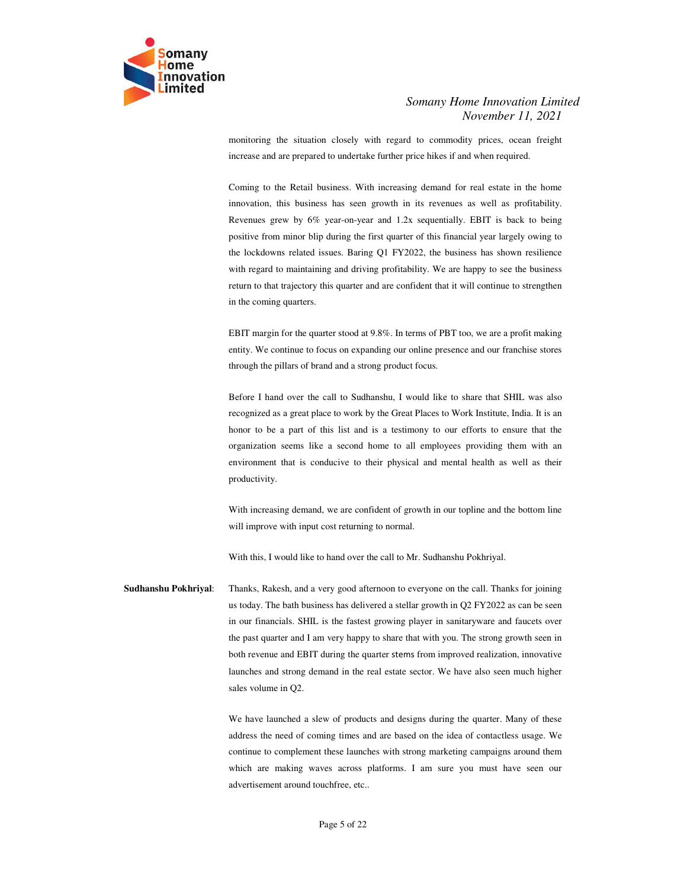monitoring the situation closely with regard to commodity prices, ocean freight increase and are prepared to undertake further price hikes if and when required.

Coming to the Retail business. With increasing demand for real estate in the home innovation, this business has seen growth in its revenues as well as profitability. Revenues grew by 6% year-on-year and 1.2x sequentially. EBIT is back to being positive from minor blip during the first quarter of this financial year largely owing to the lockdowns related issues. Baring Q1 FY2022, the business has shown resilience with regard to maintaining and driving profitability. We are happy to see the business return to that trajectory this quarter and are confident that it will continue to strengthen in the coming quarters.

EBIT margin for the quarter stood at 9.8%. In terms of PBT too, we are a profit making entity. We continue to focus on expanding our online presence and our franchise stores through the pillars of brand and a strong product focus.

Before I hand over the call to Sudhanshu, I would like to share that SHIL was also recognized as a great place to work by the Great Places to Work Institute, India. It is an honor to be a part of this list and is a testimony to our efforts to ensure that the organization seems like a second home to all employees providing them with an environment that is conducive to their physical and mental health as well as their productivity.

With increasing demand, we are confident of growth in our topline and the bottom line will improve with input cost returning to normal.

With this, I would like to hand over the call to Mr. Sudhanshu Pokhriyal.

**Sudhanshu Pokhriyal**: Thanks, Rakesh, and a very good afternoon to everyone on the call. Thanks for joining us today. The bath business has delivered a stellar growth in Q2 FY2022 as can be seen in our financials. SHIL is the fastest growing player in sanitaryware and faucets over the past quarter and I am very happy to share that with you. The strong growth seen in both revenue and EBIT during the quarter stems from improved realization, innovative launches and strong demand in the real estate sector. We have also seen much higher sales volume in Q2.

We have launched a slew of products and designs during the quarter. Many of these address the need of coming times and are based on the idea of contactless usage. We continue to complement these launches with strong marketing campaigns around them which are making waves across platforms. I am sure you must have seen our advertisement around touchfree, etc..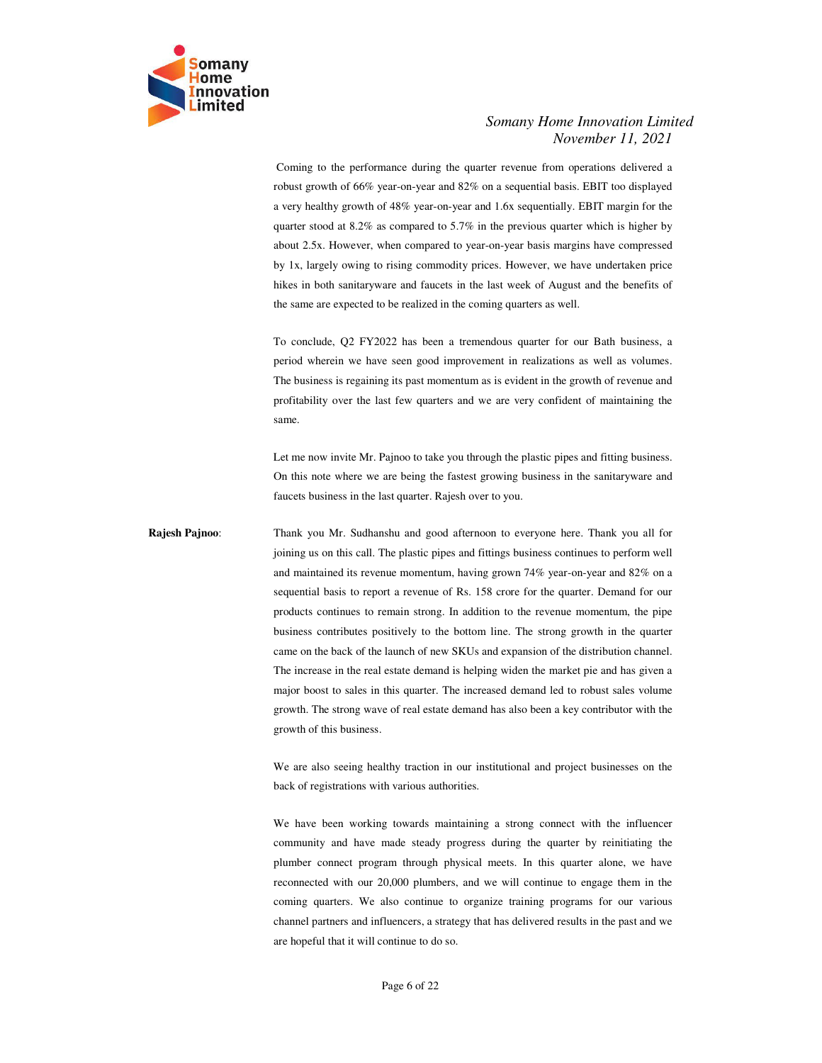Coming to the performance during the quarter revenue from operations delivered a robust growth of 66% year-on-year and 82% on a sequential basis. EBIT too displayed a very healthy growth of 48% year-on-year and 1.6x sequentially. EBIT margin for the quarter stood at 8.2% as compared to 5.7% in the previous quarter which is higher by about 2.5x. However, when compared to year-on-year basis margins have compressed by 1x, largely owing to rising commodity prices. However, we have undertaken price hikes in both sanitaryware and faucets in the last week of August and the benefits of the same are expected to be realized in the coming quarters as well.

To conclude, Q2 FY2022 has been a tremendous quarter for our Bath business, a period wherein we have seen good improvement in realizations as well as volumes. The business is regaining its past momentum as is evident in the growth of revenue and profitability over the last few quarters and we are very confident of maintaining the same.

Let me now invite Mr. Pajnoo to take you through the plastic pipes and fitting business. On this note where we are being the fastest growing business in the sanitaryware and faucets business in the last quarter. Rajesh over to you.

**Rajesh Pajnoo**: Thank you Mr. Sudhanshu and good afternoon to everyone here. Thank you all for joining us on this call. The plastic pipes and fittings business continues to perform well and maintained its revenue momentum, having grown 74% year-on-year and 82% on a sequential basis to report a revenue of Rs. 158 crore for the quarter. Demand for our products continues to remain strong. In addition to the revenue momentum, the pipe business contributes positively to the bottom line. The strong growth in the quarter came on the back of the launch of new SKUs and expansion of the distribution channel. The increase in the real estate demand is helping widen the market pie and has given a major boost to sales in this quarter. The increased demand led to robust sales volume growth. The strong wave of real estate demand has also been a key contributor with the growth of this business.

We are also seeing healthy traction in our institutional and project businesses on the back of registrations with various authorities.

We have been working towards maintaining a strong connect with the influencer community and have made steady progress during the quarter by reinitiating the plumber connect program through physical meets. In this quarter alone, we have reconnected with our 20,000 plumbers, and we will continue to engage them in the coming quarters. We also continue to organize training programs for our various channel partners and influencers, a strategy that has delivered results in the past and we are hopeful that it will continue to do so.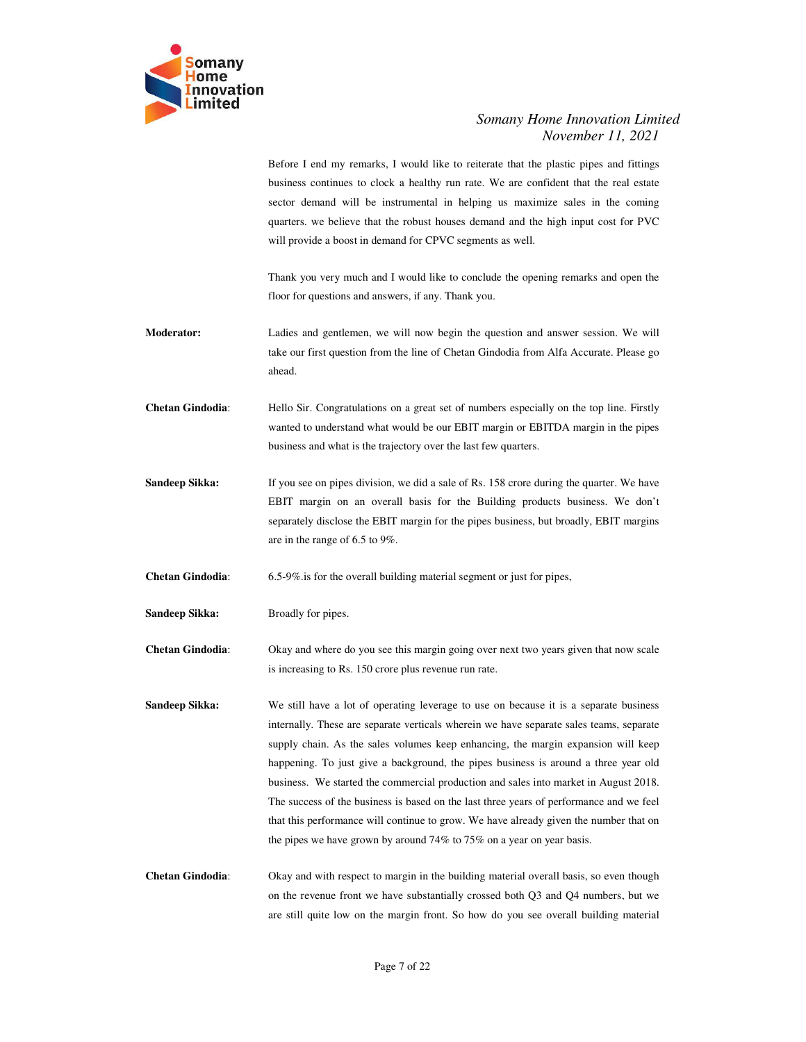Before I end my remarks, I would like to reiterate that the plastic pipes and fittings business continues to clock a healthy run rate. We are confident that the real estate sector demand will be instrumental in helping us maximize sales in the coming quarters. we believe that the robust houses demand and the high input cost for PVC will provide a boost in demand for CPVC segments as well.

Thank you very much and I would like to conclude the opening remarks and open the floor for questions and answers, if any. Thank you.

**Moderator:** Ladies and gentlemen, we will now begin the question and answer session. We will take our first question from the line of Chetan Gindodia from Alfa Accurate. Please go ahead.

**Chetan Gindodia**: Hello Sir. Congratulations on a great set of numbers especially on the top line. Firstly wanted to understand what would be our EBIT margin or EBITDA margin in the pipes business and what is the trajectory over the last few quarters.

**Sandeep Sikka:** If you see on pipes division, we did a sale of Rs. 158 crore during the quarter. We have EBIT margin on an overall basis for the Building products business. We don't separately disclose the EBIT margin for the pipes business, but broadly, EBIT margins are in the range of 6.5 to 9%.

**Chetan Gindodia**: 6.5-9%.is for the overall building material segment or just for pipes,

**Sandeep Sikka:** Broadly for pipes.

**Chetan Gindodia**: Okay and where do you see this margin going over next two years given that now scale is increasing to Rs. 150 crore plus revenue run rate.

**Sandeep Sikka:** We still have a lot of operating leverage to use on because it is a separate business internally. These are separate verticals wherein we have separate sales teams, separate supply chain. As the sales volumes keep enhancing, the margin expansion will keep happening. To just give a background, the pipes business is around a three year old business. We started the commercial production and sales into market in August 2018. The success of the business is based on the last three years of performance and we feel that this performance will continue to grow. We have already given the number that on the pipes we have grown by around 74% to 75% on a year on year basis.

**Chetan Gindodia**: Okay and with respect to margin in the building material overall basis, so even though on the revenue front we have substantially crossed both Q3 and Q4 numbers, but we are still quite low on the margin front. So how do you see overall building material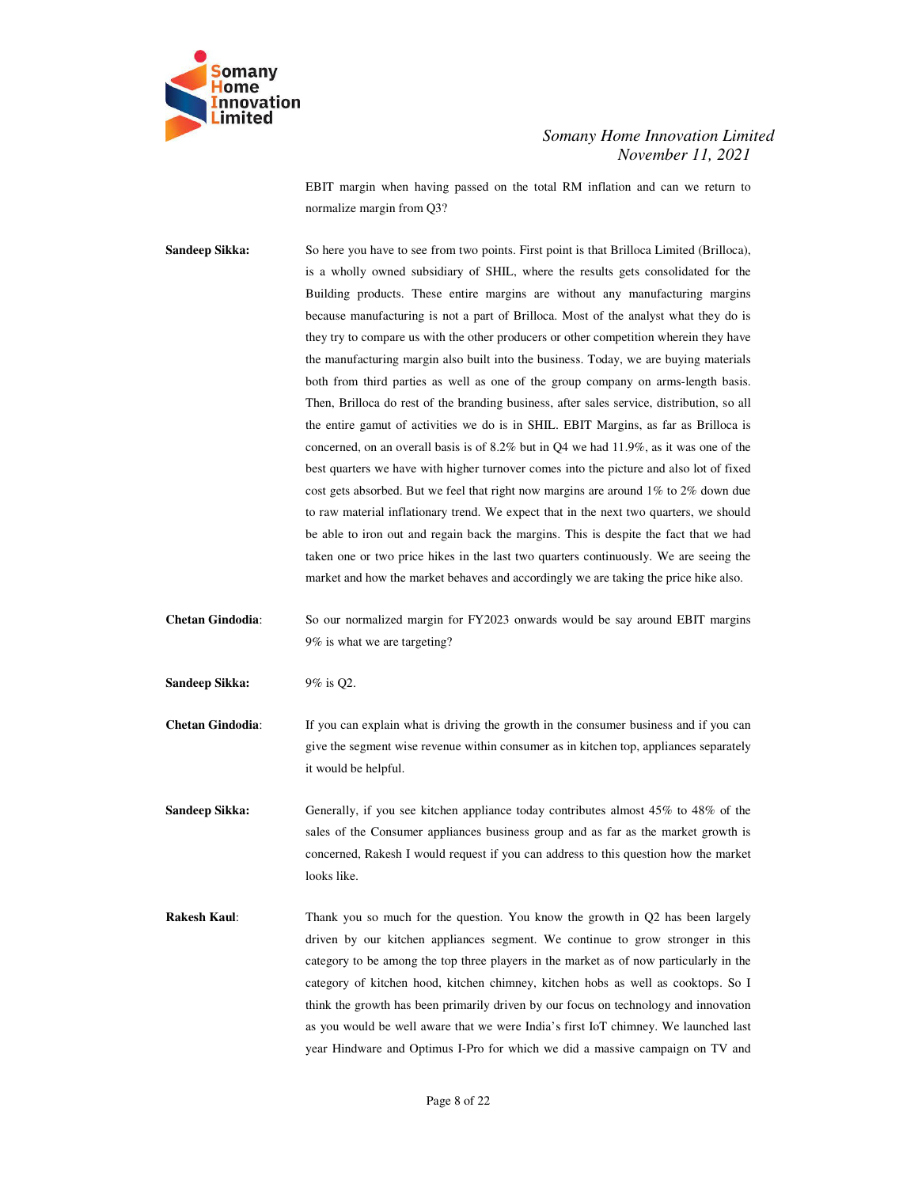EBIT margin when having passed on the total RM inflation and can we return to normalize margin from Q3?

**Sandeep Sikka:** So here you have to see from two points. First point is that Brilloca Limited (Brilloca), is a wholly owned subsidiary of SHIL, where the results gets consolidated for the Building products. These entire margins are without any manufacturing margins because manufacturing is not a part of Brilloca. Most of the analyst what they do is they try to compare us with the other producers or other competition wherein they have the manufacturing margin also built into the business. Today, we are buying materials both from third parties as well as one of the group company on arms-length basis. Then, Brilloca do rest of the branding business, after sales service, distribution, so all the entire gamut of activities we do is in SHIL. EBIT Margins, as far as Brilloca is concerned, on an overall basis is of 8.2% but in Q4 we had 11.9%, as it was one of the best quarters we have with higher turnover comes into the picture and also lot of fixed cost gets absorbed. But we feel that right now margins are around 1% to 2% down due to raw material inflationary trend. We expect that in the next two quarters, we should be able to iron out and regain back the margins. This is despite the fact that we had taken one or two price hikes in the last two quarters continuously. We are seeing the market and how the market behaves and accordingly we are taking the price hike also.

**Chetan Gindodia**: So our normalized margin for FY2023 onwards would be say around EBIT margins 9% is what we are targeting?

**Sandeep Sikka:** 9% is Q2.

**Chetan Gindodia**: If you can explain what is driving the growth in the consumer business and if you can give the segment wise revenue within consumer as in kitchen top, appliances separately it would be helpful.

**Sandeep Sikka:** Generally, if you see kitchen appliance today contributes almost 45% to 48% of the sales of the Consumer appliances business group and as far as the market growth is concerned, Rakesh I would request if you can address to this question how the market looks like.

**Rakesh Kaul**: Thank you so much for the question. You know the growth in Q2 has been largely driven by our kitchen appliances segment. We continue to grow stronger in this category to be among the top three players in the market as of now particularly in the category of kitchen hood, kitchen chimney, kitchen hobs as well as cooktops. So I think the growth has been primarily driven by our focus on technology and innovation as you would be well aware that we were India's first IoT chimney. We launched last year Hindware and Optimus I-Pro for which we did a massive campaign on TV and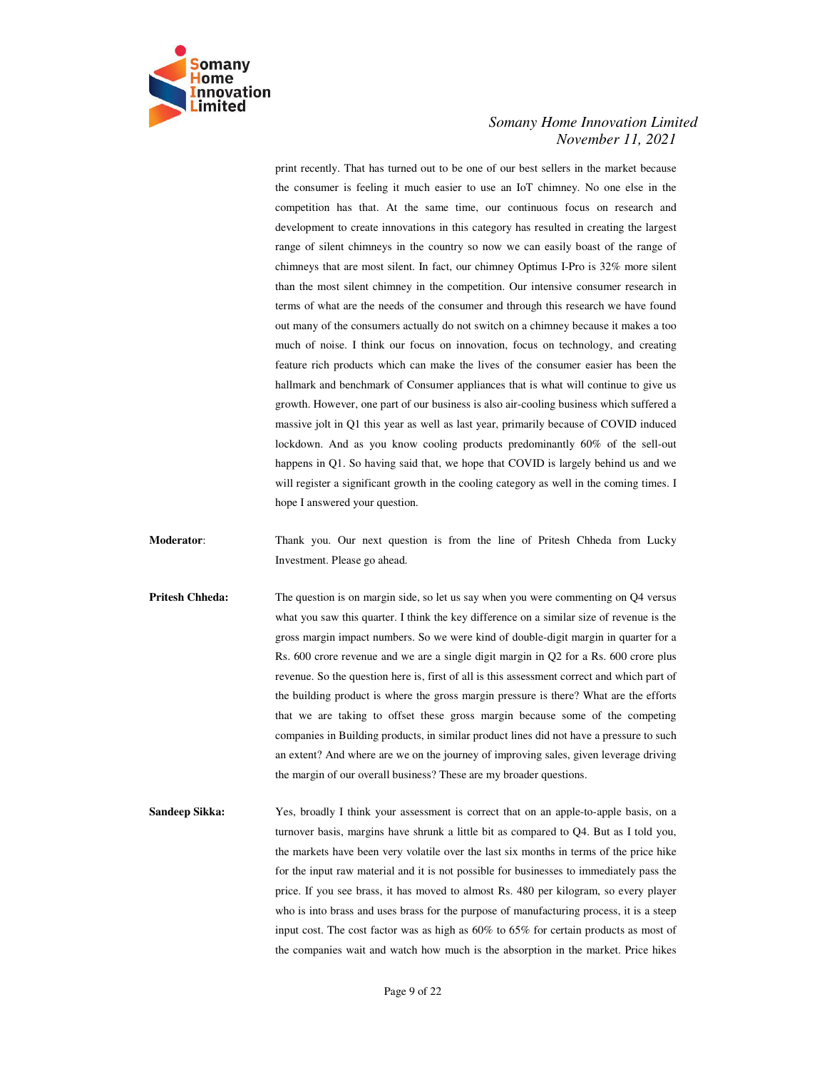print recently. That has turned out to be one of our best sellers in the market because the consumer is feeling it much easier to use an IoT chimney. No one else in the competition has that. At the same time, our continuous focus on research and development to create innovations in this category has resulted in creating the largest range of silent chimneys in the country so now we can easily boast of the range of chimneys that are most silent. In fact, our chimney Optimus I-Pro is 32% more silent than the most silent chimney in the competition. Our intensive consumer research in terms of what are the needs of the consumer and through this research we have found out many of the consumers actually do not switch on a chimney because it makes a too much of noise. I think our focus on innovation, focus on technology, and creating feature rich products which can make the lives of the consumer easier has been the hallmark and benchmark of Consumer appliances that is what will continue to give us growth. However, one part of our business is also air-cooling business which suffered a massive jolt in Q1 this year as well as last year, primarily because of COVID induced lockdown. And as you know cooling products predominantly 60% of the sell-out happens in Q1. So having said that, we hope that COVID is largely behind us and we will register a significant growth in the cooling category as well in the coming times. I hope I answered your question.

**Moderator**: Thank you. Our next question is from the line of Pritesh Chheda from Lucky Investment. Please go ahead.

**Pritesh Chheda:** The question is on margin side, so let us say when you were commenting on Q4 versus what you saw this quarter. I think the key difference on a similar size of revenue is the gross margin impact numbers. So we were kind of double-digit margin in quarter for a Rs. 600 crore revenue and we are a single digit margin in Q2 for a Rs. 600 crore plus revenue. So the question here is, first of all is this assessment correct and which part of the building product is where the gross margin pressure is there? What are the efforts that we are taking to offset these gross margin because some of the competing companies in Building products, in similar product lines did not have a pressure to such an extent? And where are we on the journey of improving sales, given leverage driving the margin of our overall business? These are my broader questions.

**Sandeep Sikka:** Yes, broadly I think your assessment is correct that on an apple-to-apple basis, on a turnover basis, margins have shrunk a little bit as compared to Q4. But as I told you, the markets have been very volatile over the last six months in terms of the price hike for the input raw material and it is not possible for businesses to immediately pass the price. If you see brass, it has moved to almost Rs. 480 per kilogram, so every player who is into brass and uses brass for the purpose of manufacturing process, it is a steep input cost. The cost factor was as high as 60% to 65% for certain products as most of the companies wait and watch how much is the absorption in the market. Price hikes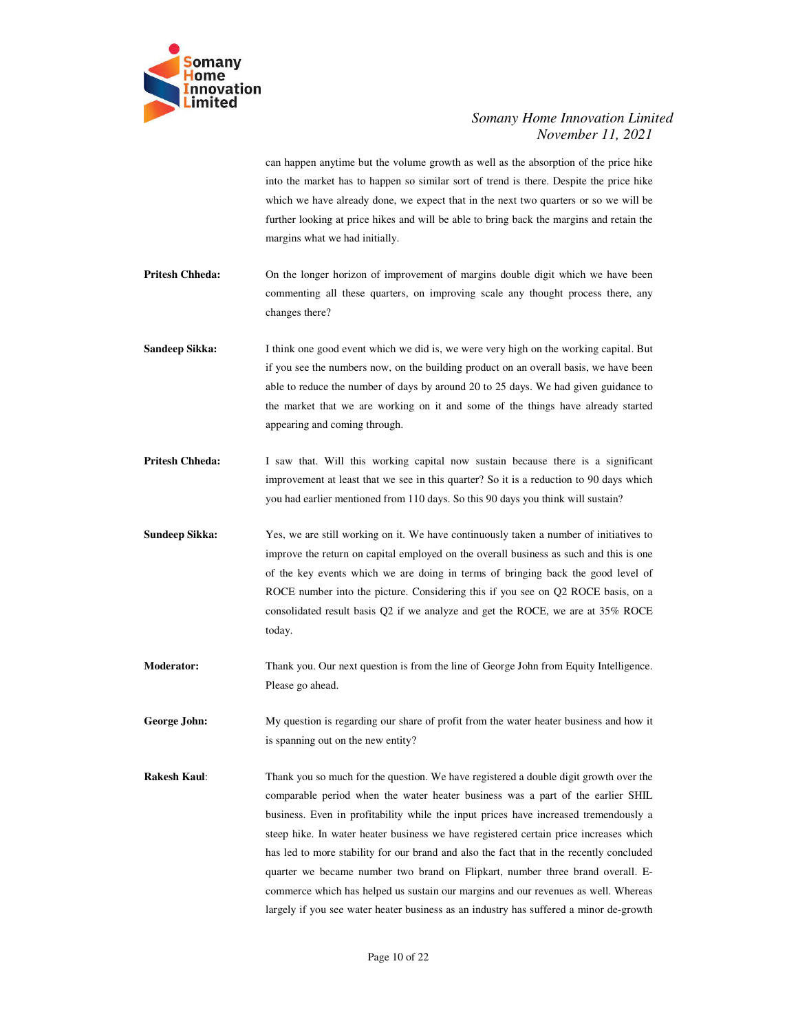can happen anytime but the volume growth as well as the absorption of the price hike into the market has to happen so similar sort of trend is there. Despite the price hike which we have already done, we expect that in the next two quarters or so we will be further looking at price hikes and will be able to bring back the margins and retain the margins what we had initially.

**Pritesh Chheda:** On the longer horizon of improvement of margins double digit which we have been commenting all these quarters, on improving scale any thought process there, any changes there?

**Sandeep Sikka:** I think one good event which we did is, we were very high on the working capital. But if you see the numbers now, on the building product on an overall basis, we have been able to reduce the number of days by around 20 to 25 days. We had given guidance to the market that we are working on it and some of the things have already started appearing and coming through.

**Pritesh Chheda:** I saw that. Will this working capital now sustain because there is a significant improvement at least that we see in this quarter? So it is a reduction to 90 days which you had earlier mentioned from 110 days. So this 90 days you think will sustain?

**Sundeep Sikka:** Yes, we are still working on it. We have continuously taken a number of initiatives to improve the return on capital employed on the overall business as such and this is one of the key events which we are doing in terms of bringing back the good level of ROCE number into the picture. Considering this if you see on Q2 ROCE basis, on a consolidated result basis Q2 if we analyze and get the ROCE, we are at 35% ROCE today.

**Moderator:** Thank you. Our next question is from the line of George John from Equity Intelligence. Please go ahead.

**George John:** My question is regarding our share of profit from the water heater business and how it is spanning out on the new entity?

**Rakesh Kaul**: Thank you so much for the question. We have registered a double digit growth over the comparable period when the water heater business was a part of the earlier SHIL business. Even in profitability while the input prices have increased tremendously a steep hike. In water heater business we have registered certain price increases which has led to more stability for our brand and also the fact that in the recently concluded quarter we became number two brand on Flipkart, number three brand overall. E-commerce which has helped us sustain our margins and our revenues as well. Whereas largely if you see water heater business as an industry has suffered a minor de-growth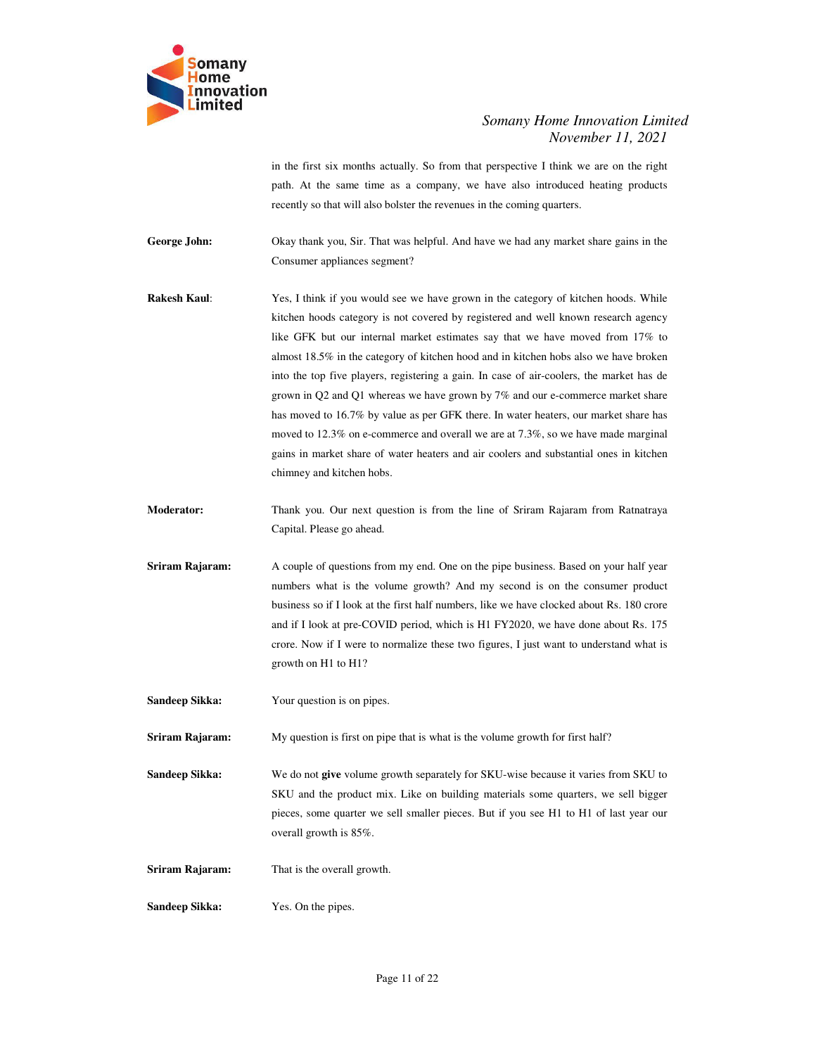in the first six months actually. So from that perspective I think we are on the right path. At the same time as a company, we have also introduced heating products recently so that will also bolster the revenues in the coming quarters.

**George John:** Okay thank you, Sir. That was helpful. And have we had any market share gains in the Consumer appliances segment?

**Rakesh Kaul:** Yes, I think if you would see we have grown in the category of kitchen hoods. While kitchen hoods category is not covered by registered and well known research agency like GFK but our internal market estimates say that we have moved from 17% to almost 18.5% in the category of kitchen hood and in kitchen hobs also we have broken into the top five players, registering a gain. In case of air-coolers, the market has de grown in Q2 and Q1 whereas we have grown by 7% and our e-commerce market share has moved to 16.7% by value as per GFK there. In water heaters, our market share has moved to 12.3% on e-commerce and overall we are at 7.3%, so we have made marginal gains in market share of water heaters and air coolers and substantial ones in kitchen chimney and kitchen hobs.

**Moderator:** Thank you. Our next question is from the line of Sriram Rajaram from Ratnatraya Capital. Please go ahead.

**Sriram Rajaram:** A couple of questions from my end. One on the pipe business. Based on your half year numbers what is the volume growth? And my second is on the consumer product business so if I look at the first half numbers, like we have clocked about Rs. 180 crore and if I look at pre-COVID period, which is H1 FY2020, we have done about Rs. 175 crore. Now if I were to normalize these two figures, I just want to understand what is growth on H1 to H1?

**Sandeep Sikka:** Your question is on pipes.

**Sriram Rajaram:** My question is first on pipe that is what is the volume growth for first half?

**Sandeep Sikka:** We do not **give** volume growth separately for SKU-wise because it varies from SKU to SKU and the product mix. Like on building materials some quarters, we sell bigger pieces, some quarter we sell smaller pieces. But if you see H1 to H1 of last year our overall growth is 85%.

**Sriram Rajaram:** That is the overall growth.

**Sandeep Sikka:** Yes. On the pipes.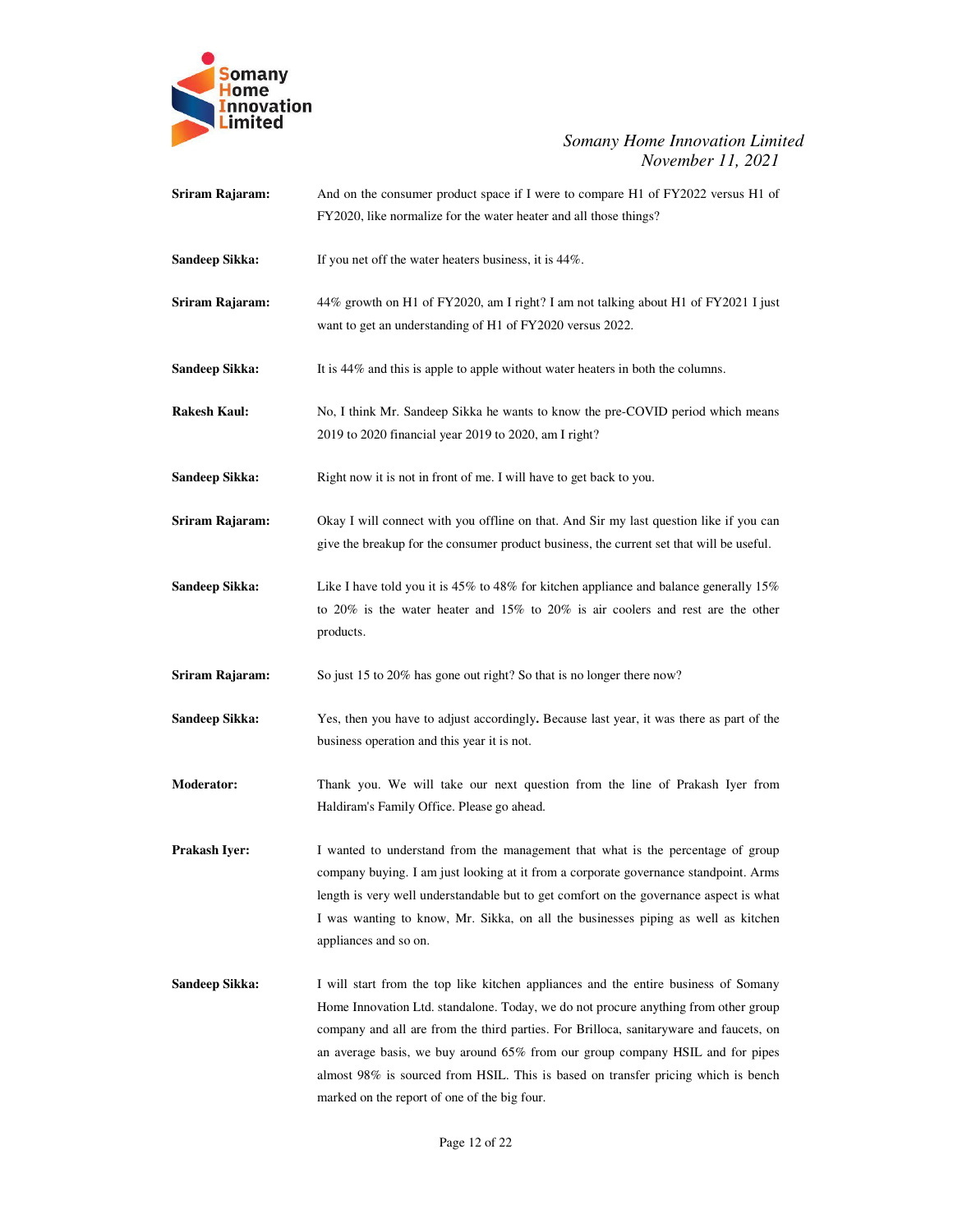**Sriram Rajaram:** And on the consumer product space if I were to compare H1 of FY2022 versus H1 of FY2020, like normalize for the water heater and all those things?

**Sandeep Sikka:** If you net off the water heaters business, it is 44%.

**Sriram Rajaram:** 44% growth on H1 of FY2020, am I right? I am not talking about H1 of FY2021 I just want to get an understanding of H1 of FY2020 versus 2022.

**Sandeep Sikka:** It is 44% and this is apple to apple without water heaters in both the columns.

**Rakesh Kaul:** No, I think Mr. Sandeep Sikka he wants to know the pre-COVID period which means 2019 to 2020 financial year 2019 to 2020, am I right?

**Sandeep Sikka:** Right now it is not in front of me. I will have to get back to you.

**Sriram Rajaram:** Okay I will connect with you offline on that. And Sir my last question like if you can give the breakup for the consumer product business, the current set that will be useful.

**Sandeep Sikka:** Like I have told you it is 45% to 48% for kitchen appliance and balance generally 15% to 20% is the water heater and 15% to 20% is air coolers and rest are the other products.

**Sriram Rajaram:** So just 15 to 20% has gone out right? So that is no longer there now?

**Sandeep Sikka:** Yes, then you have to adjust accordingly**.** Because last year, it was there as part of the business operation and this year it is not.

**Moderator:** Thank you. We will take our next question from the line of Prakash Iyer from Haldiram's Family Office. Please go ahead.

**Prakash Iyer:** I wanted to understand from the management that what is the percentage of group company buying. I am just looking at it from a corporate governance standpoint. Arms length is very well understandable but to get comfort on the governance aspect is what I was wanting to know, Mr. Sikka, on all the businesses piping as well as kitchen appliances and so on.

**Sandeep Sikka:** I will start from the top like kitchen appliances and the entire business of Somany Home Innovation Ltd. standalone. Today, we do not procure anything from other group company and all are from the third parties. For Brilloca, sanitaryware and faucets, on an average basis, we buy around 65% from our group company HSIL and for pipes almost 98% is sourced from HSIL. This is based on transfer pricing which is bench marked on the report of one of the big four.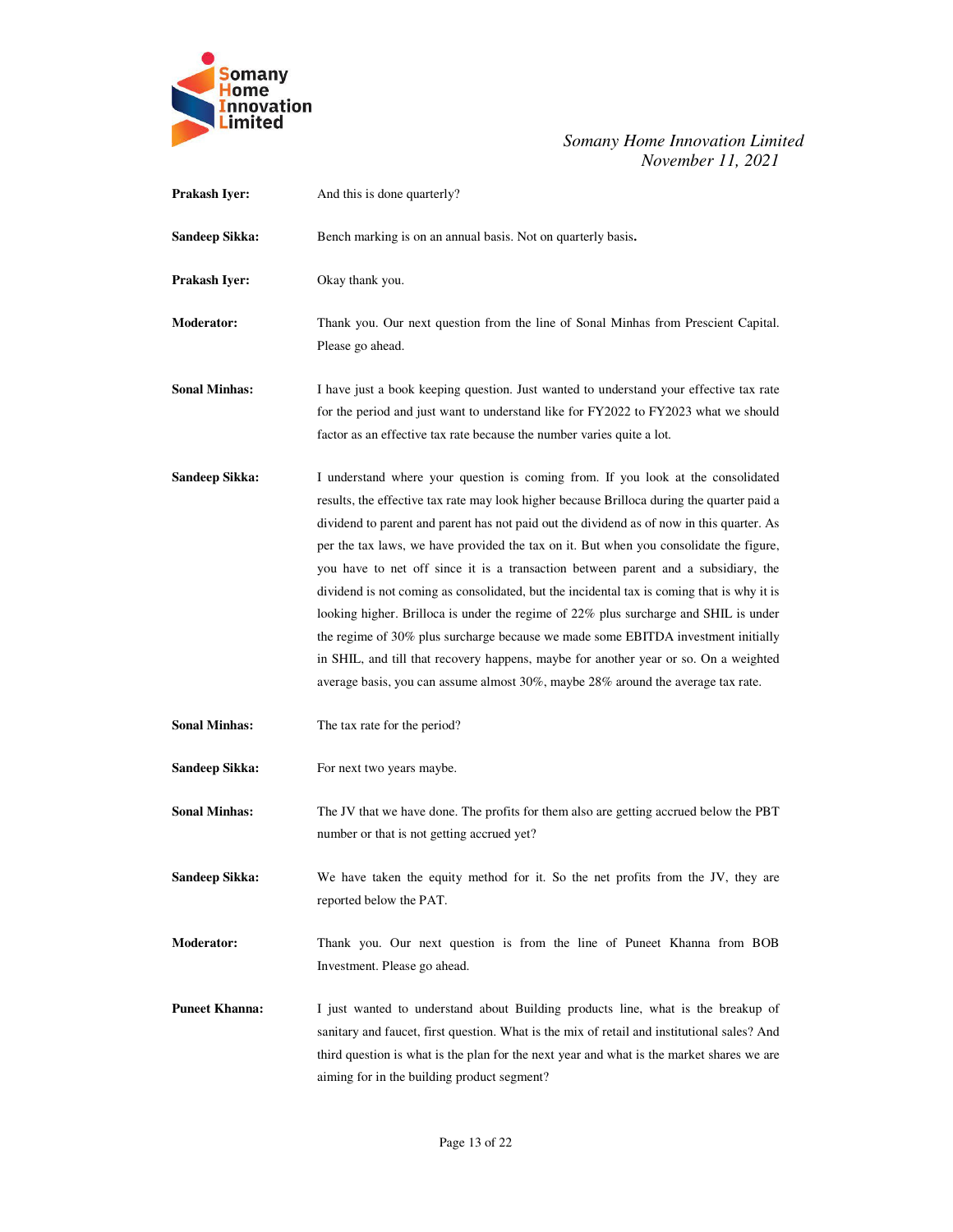**Prakash Iyer:** And this is done quarterly?

**Sandeep Sikka:** Bench marking is on an annual basis. Not on quarterly basis.

**Prakash Iyer:** Okay thank you.

**Moderator:** Thank you. Our next question from the line of Sonal Minhas from Prescient Capital. Please go ahead.

**Sonal Minhas:** I have just a book keeping question. Just wanted to understand your effective tax rate for the period and just want to understand like for FY2022 to FY2023 what we should factor as an effective tax rate because the number varies quite a lot.

**Sandeep Sikka:** I understand where your question is coming from. If you look at the consolidated results, the effective tax rate may look higher because Brilloca during the quarter paid a dividend to parent and parent has not paid out the dividend as of now in this quarter. As per the tax laws, we have provided the tax on it. But when you consolidate the figure, you have to net off since it is a transaction between parent and a subsidiary, the dividend is not coming as consolidated, but the incidental tax is coming that is why it is looking higher. Brilloca is under the regime of 22% plus surcharge and SHIL is under the regime of 30% plus surcharge because we made some EBITDA investment initially in SHIL, and till that recovery happens, maybe for another year or so. On a weighted average basis, you can assume almost 30%, maybe 28% around the average tax rate.

**Sonal Minhas:** The tax rate for the period?

**Sandeep Sikka:** For next two years maybe.

**Sonal Minhas:** The JV that we have done. The profits for them also are getting accrued below the PBT number or that is not getting accrued yet?

**Sandeep Sikka:** We have taken the equity method for it. So the net profits from the JV, they are reported below the PAT.

**Moderator:** Thank you. Our next question is from the line of Puneet Khanna from BOB Investment. Please go ahead.

**Puneet Khanna:** I just wanted to understand about Building products line, what is the breakup of sanitary and faucet, first question. What is the mix of retail and institutional sales? And third question is what is the plan for the next year and what is the market shares we are aiming for in the building product segment?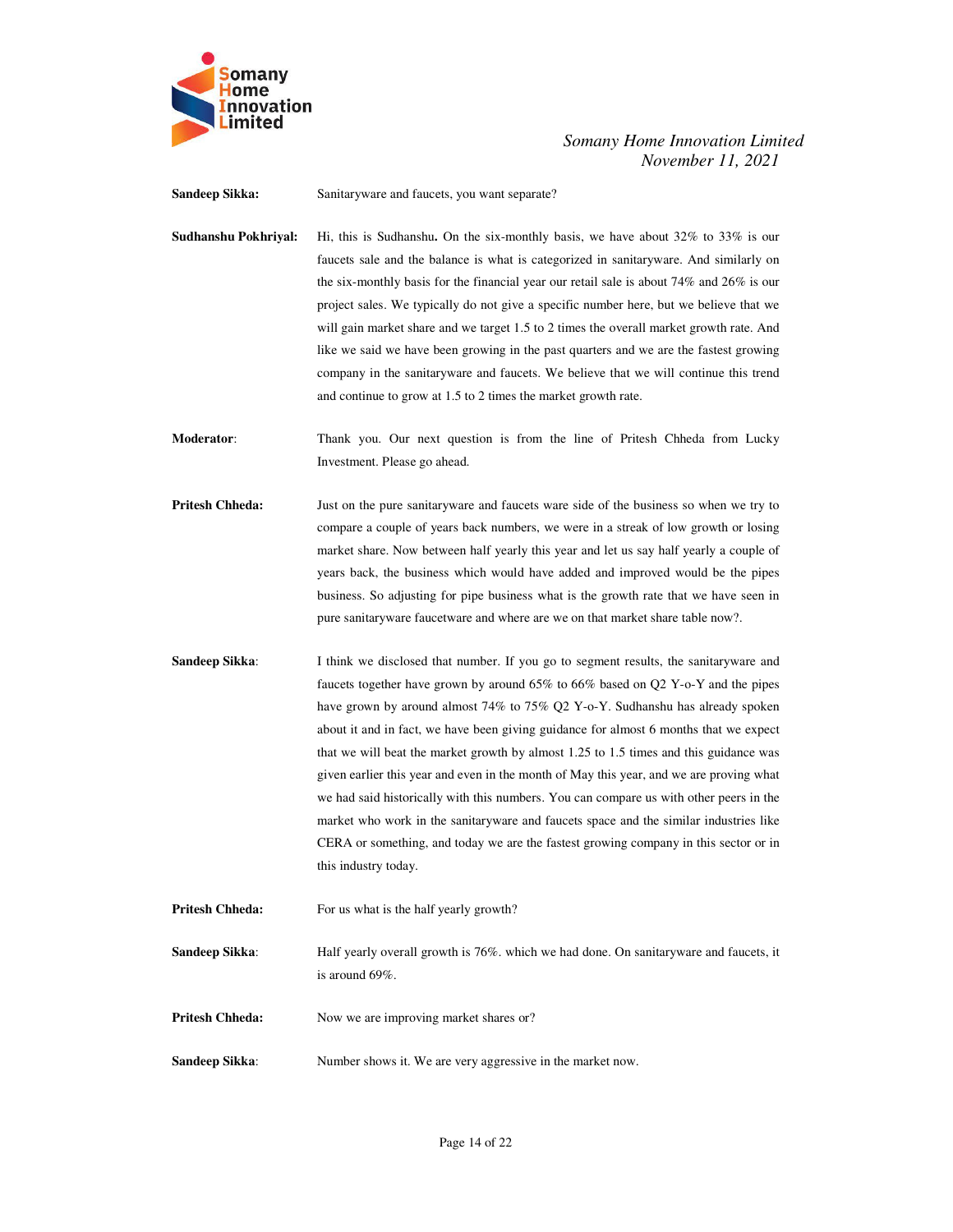**Sandeep Sikka:** Sanitaryware and faucets, you want separate?

**Sudhanshu Pokhriyal:** Hi, this is Sudhanshu**.** On the six-monthly basis, we have about 32% to 33% is our faucets sale and the balance is what is categorized in sanitaryware. And similarly on the six-monthly basis for the financial year our retail sale is about 74% and 26% is our project sales. We typically do not give a specific number here, but we believe that we will gain market share and we target 1.5 to 2 times the overall market growth rate. And like we said we have been growing in the past quarters and we are the fastest growing company in the sanitaryware and faucets. We believe that we will continue this trend and continue to grow at 1.5 to 2 times the market growth rate.

**Moderator**: Thank you. Our next question is from the line of Pritesh Chheda from Lucky Investment. Please go ahead.

**Pritesh Chheda:** Just on the pure sanitaryware and faucets ware side of the business so when we try to compare a couple of years back numbers, we were in a streak of low growth or losing market share. Now between half yearly this year and let us say half yearly a couple of years back, the business which would have added and improved would be the pipes business. So adjusting for pipe business what is the growth rate that we have seen in pure sanitaryware faucetware and where are we on that market share table now?.

**Sandeep Sikka**: I think we disclosed that number. If you go to segment results, the sanitaryware and faucets together have grown by around 65% to 66% based on Q2 Y-o-Y and the pipes have grown by around almost 74% to 75% Q2 Y-o-Y. Sudhanshu has already spoken about it and in fact, we have been giving guidance for almost 6 months that we expect that we will beat the market growth by almost 1.25 to 1.5 times and this guidance was given earlier this year and even in the month of May this year, and we are proving what we had said historically with this numbers. You can compare us with other peers in the market who work in the sanitaryware and faucets space and the similar industries like CERA or something, and today we are the fastest growing company in this sector or in this industry today.

**Pritesh Chheda:** For us what is the half yearly growth?

**Sandeep Sikka**: Half yearly overall growth is 76%. which we had done. On sanitaryware and faucets, it is around 69%.

**Pritesh Chheda:** Now we are improving market shares or?

**Sandeep Sikka**: Number shows it. We are very aggressive in the market now.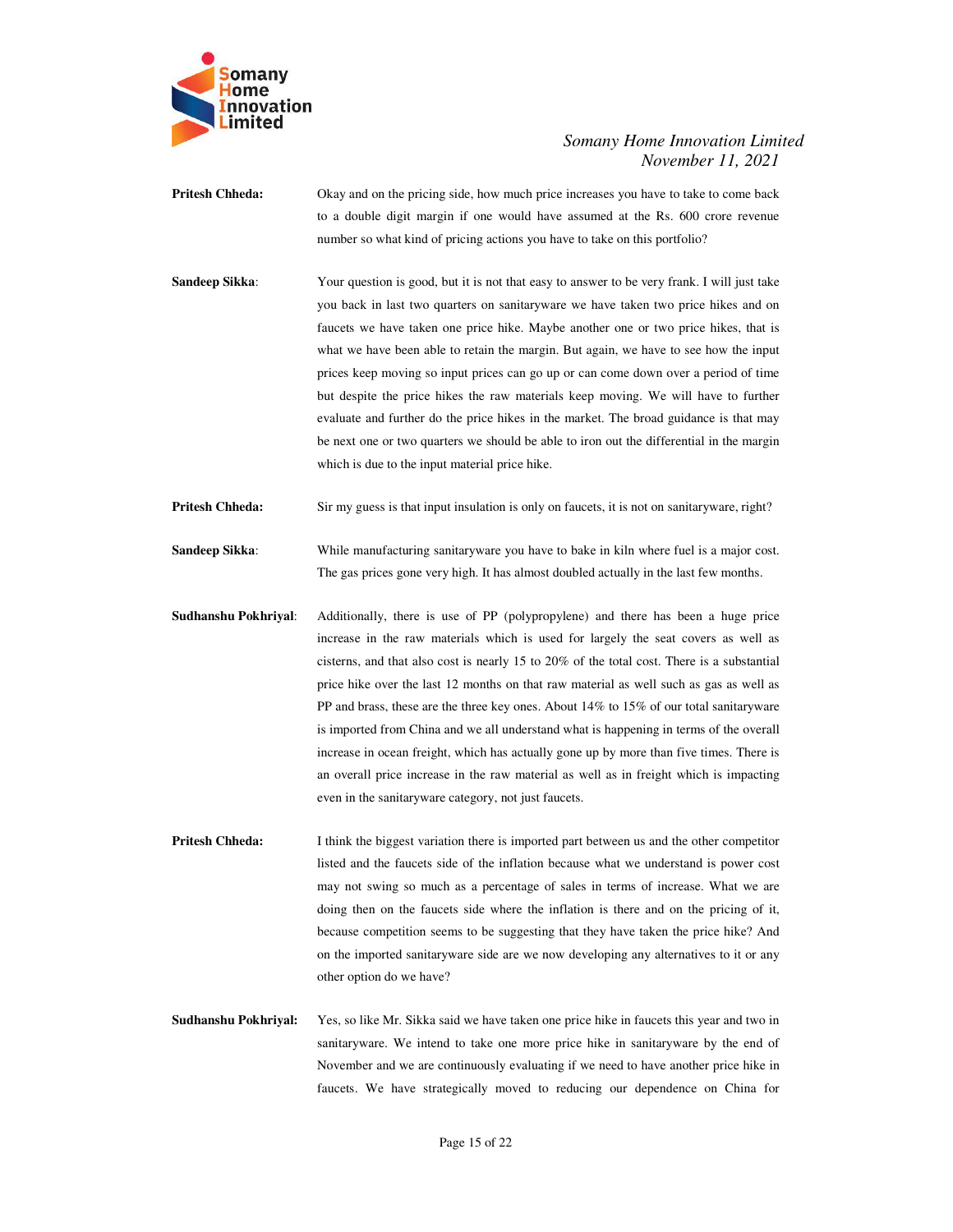**Pritesh Chheda:** Okay and on the pricing side, how much price increases you have to take to come back to a double digit margin if one would have assumed at the Rs. 600 crore revenue number so what kind of pricing actions you have to take on this portfolio?

**Sandeep Sikka**: Your question is good, but it is not that easy to answer to be very frank. I will just take you back in last two quarters on sanitaryware we have taken two price hikes and on faucets we have taken one price hike. Maybe another one or two price hikes, that is what we have been able to retain the margin. But again, we have to see how the input prices keep moving so input prices can go up or can come down over a period of time but despite the price hikes the raw materials keep moving. We will have to further evaluate and further do the price hikes in the market. The broad guidance is that may be next one or two quarters we should be able to iron out the differential in the margin which is due to the input material price hike.

**Pritesh Chheda:** Sir my guess is that input insulation is only on faucets, it is not on sanitaryware, right?

**Sandeep Sikka**: While manufacturing sanitaryware you have to bake in kiln where fuel is a major cost. The gas prices gone very high. It has almost doubled actually in the last few months.

**Sudhanshu Pokhriyal**: Additionally, there is use of PP (polypropylene) and there has been a huge price increase in the raw materials which is used for largely the seat covers as well as cisterns, and that also cost is nearly 15 to 20% of the total cost. There is a substantial price hike over the last 12 months on that raw material as well such as gas as well as PP and brass, these are the three key ones. About 14% to 15% of our total sanitaryware is imported from China and we all understand what is happening in terms of the overall increase in ocean freight, which has actually gone up by more than five times. There is an overall price increase in the raw material as well as in freight which is impacting even in the sanitaryware category, not just faucets.

**Pritesh Chheda:** I think the biggest variation there is imported part between us and the other competitor listed and the faucets side of the inflation because what we understand is power cost may not swing so much as a percentage of sales in terms of increase. What we are doing then on the faucets side where the inflation is there and on the pricing of it, because competition seems to be suggesting that they have taken the price hike? And on the imported sanitaryware side are we now developing any alternatives to it or any other option do we have?

**Sudhanshu Pokhriyal:** Yes, so like Mr. Sikka said we have taken one price hike in faucets this year and two in sanitaryware. We intend to take one more price hike in sanitaryware by the end of November and we are continuously evaluating if we need to have another price hike in faucets. We have strategically moved to reducing our dependence on China for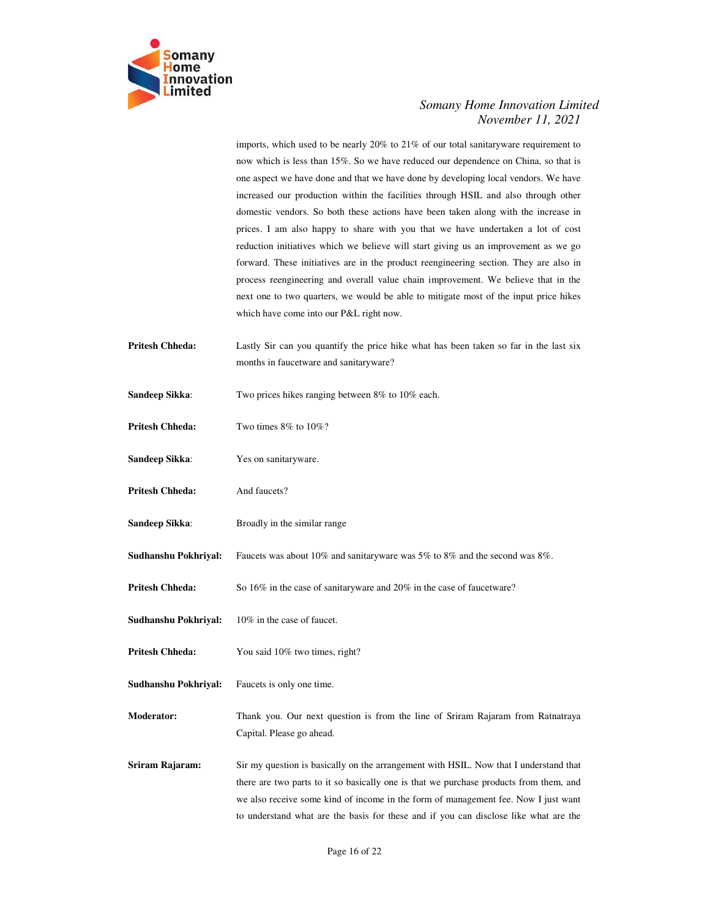imports, which used to be nearly 20% to 21% of our total sanitaryware requirement to now which is less than 15%. So we have reduced our dependence on China, so that is one aspect we have done and that we have done by developing local vendors. We have increased our production within the facilities through HSIL and also through other domestic vendors. So both these actions have been taken along with the increase in prices. I am also happy to share with you that we have undertaken a lot of cost reduction initiatives which we believe will start giving us an improvement as we go forward. These initiatives are in the product reengineering section. They are also in process reengineering and overall value chain improvement. We believe that in the next one to two quarters, we would be able to mitigate most of the input price hikes which have come into our P&L right now.

**Pritesh Chheda:** Lastly Sir can you quantify the price hike what has been taken so far in the last six months in faucetware and sanitaryware?

**Sandeep Sikka**: Two prices hikes ranging between 8% to 10% each.

**Pritesh Chheda:** Two times 8% to 10%?

**Sandeep Sikka**: Yes on sanitaryware.

**Pritesh Chheda:** And faucets?

**Sandeep Sikka**: Broadly in the similar range

**Sudhanshu Pokhriyal:** Faucets was about 10% and sanitaryware was 5% to 8% and the second was 8%.

**Pritesh Chheda:** So 16% in the case of sanitaryware and 20% in the case of faucetware?

**Sudhanshu Pokhriyal:** 10% in the case of faucet.

**Pritesh Chheda:** You said 10% two times, right?

**Sudhanshu Pokhriyal:** Faucets is only one time.

**Moderator:** Thank you. Our next question is from the line of Sriram Rajaram from Ratnatraya Capital. Please go ahead.

**Sriram Rajaram:** Sir my question is basically on the arrangement with HSIL. Now that I understand that there are two parts to it so basically one is that we purchase products from them, and we also receive some kind of income in the form of management fee. Now I just want to understand what are the basis for these and if you can disclose like what are the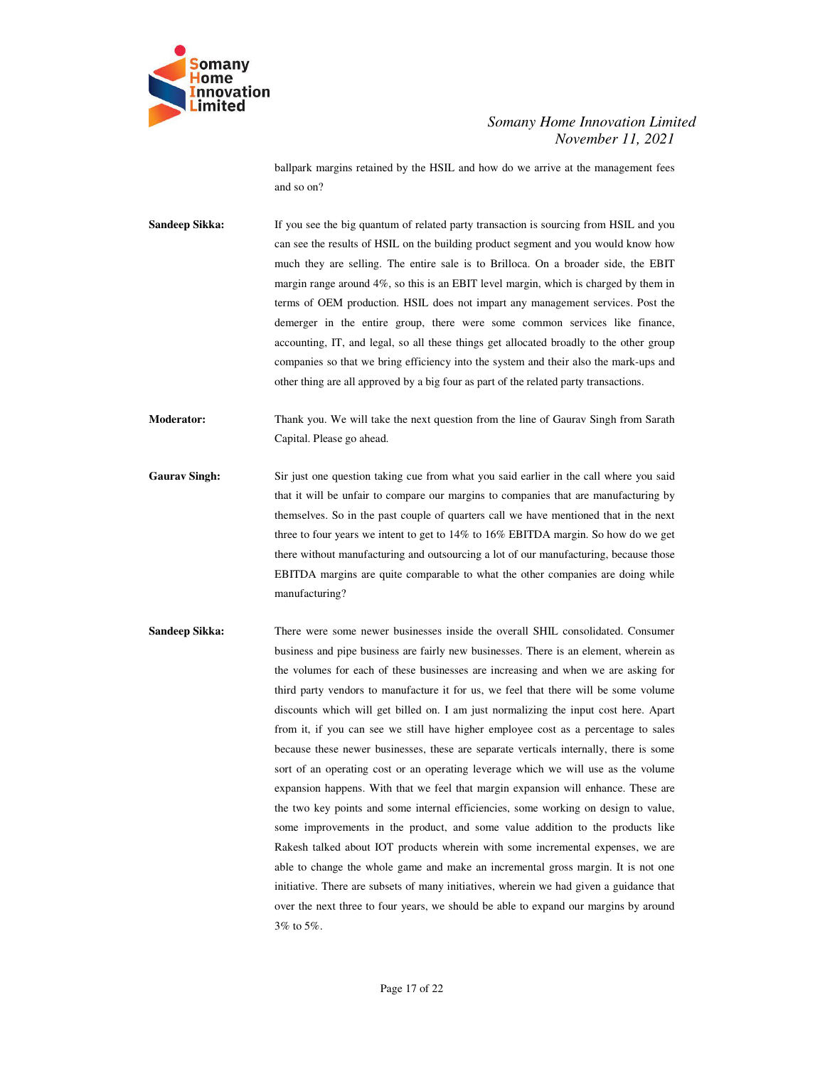ballpark margins retained by the HSIL and how do we arrive at the management fees and so on?

**Sandeep Sikka:** If you see the big quantum of related party transaction is sourcing from HSIL and you can see the results of HSIL on the building product segment and you would know how much they are selling. The entire sale is to Brilloca. On a broader side, the EBIT margin range around 4%, so this is an EBIT level margin, which is charged by them in terms of OEM production. HSIL does not impart any management services. Post the demerger in the entire group, there were some common services like finance, accounting, IT, and legal, so all these things get allocated broadly to the other group companies so that we bring efficiency into the system and their also the mark-ups and other thing are all approved by a big four as part of the related party transactions.

**Moderator:** Thank you. We will take the next question from the line of Gaurav Singh from Sarath Capital. Please go ahead.

**Gaurav Singh:** Sir just one question taking cue from what you said earlier in the call where you said that it will be unfair to compare our margins to companies that are manufacturing by themselves. So in the past couple of quarters call we have mentioned that in the next three to four years we intent to get to 14% to 16% EBITDA margin. So how do we get there without manufacturing and outsourcing a lot of our manufacturing, because those EBITDA margins are quite comparable to what the other companies are doing while manufacturing?

**Sandeep Sikka:** There were some newer businesses inside the overall SHIL consolidated. Consumer business and pipe business are fairly new businesses. There is an element, wherein as the volumes for each of these businesses are increasing and when we are asking for third party vendors to manufacture it for us, we feel that there will be some volume discounts which will get billed on. I am just normalizing the input cost here. Apart from it, if you can see we still have higher employee cost as a percentage to sales because these newer businesses, these are separate verticals internally, there is some sort of an operating cost or an operating leverage which we will use as the volume expansion happens. With that we feel that margin expansion will enhance. These are the two key points and some internal efficiencies, some working on design to value, some improvements in the product, and some value addition to the products like Rakesh talked about IOT products wherein with some incremental expenses, we are able to change the whole game and make an incremental gross margin. It is not one initiative. There are subsets of many initiatives, wherein we had given a guidance that over the next three to four years, we should be able to expand our margins by around 3% to 5%.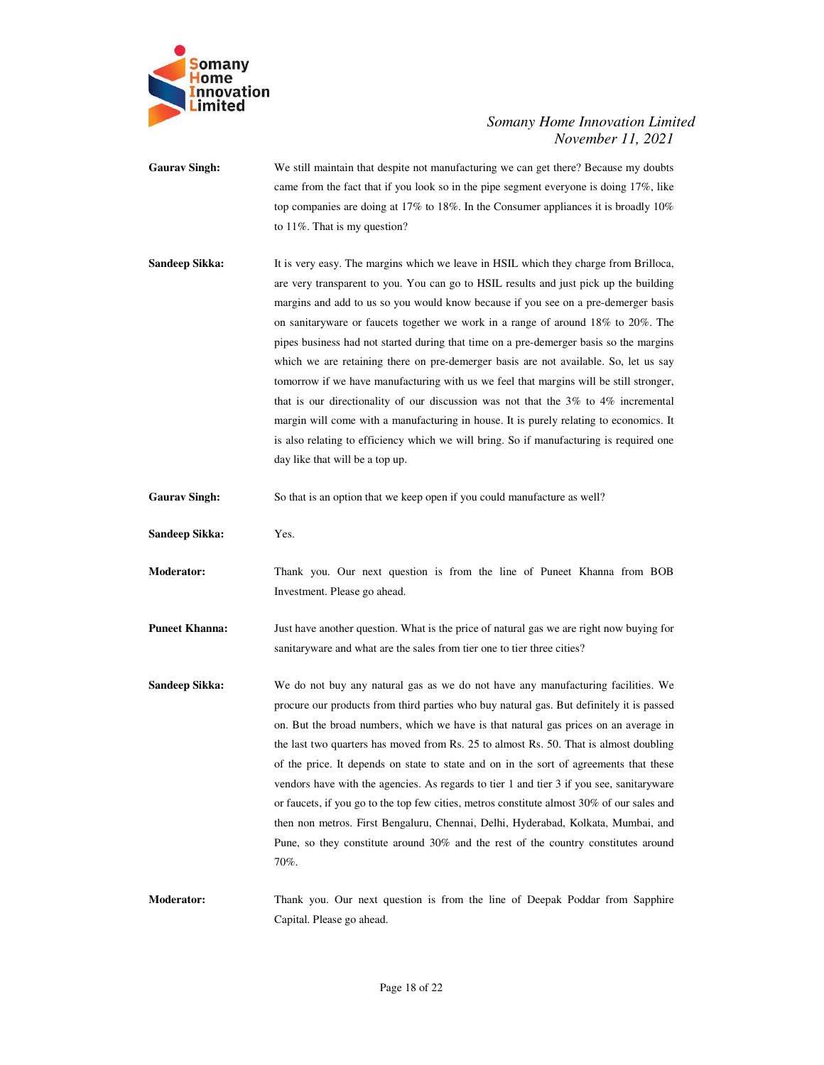**Gaurav Singh:** We still maintain that despite not manufacturing we can get there? Because my doubts came from the fact that if you look so in the pipe segment everyone is doing 17%, like top companies are doing at 17% to 18%. In the Consumer appliances it is broadly 10% to 11%. That is my question?

**Sandeep Sikka:** It is very easy. The margins which we leave in HSIL which they charge from Brilloca, are very transparent to you. You can go to HSIL results and just pick up the building margins and add to us so you would know because if you see on a pre-demerger basis on sanitaryware or faucets together we work in a range of around 18% to 20%. The pipes business had not started during that time on a pre-demerger basis so the margins which we are retaining there on pre-demerger basis are not available. So, let us say tomorrow if we have manufacturing with us we feel that margins will be still stronger, that is our directionality of our discussion was not that the 3% to 4% incremental margin will come with a manufacturing in house. It is purely relating to economics. It is also relating to efficiency which we will bring. So if manufacturing is required one day like that will be a top up.

**Gaurav Singh:** So that is an option that we keep open if you could manufacture as well?

**Sandeep Sikka:** Yes.

**Moderator:** Thank you. Our next question is from the line of Puneet Khanna from BOB Investment. Please go ahead.

**Puneet Khanna:** Just have another question. What is the price of natural gas we are right now buying for sanitaryware and what are the sales from tier one to tier three cities?

**Sandeep Sikka:** We do not buy any natural gas as we do not have any manufacturing facilities. We procure our products from third parties who buy natural gas. But definitely it is passed on. But the broad numbers, which we have is that natural gas prices on an average in the last two quarters has moved from Rs. 25 to almost Rs. 50. That is almost doubling of the price. It depends on state to state and on in the sort of agreements that these vendors have with the agencies. As regards to tier 1 and tier 3 if you see, sanitaryware or faucets, if you go to the top few cities, metros constitute almost 30% of our sales and then non metros. First Bengaluru, Chennai, Delhi, Hyderabad, Kolkata, Mumbai, and Pune, so they constitute around 30% and the rest of the country constitutes around 70%.

**Moderator:** Thank you. Our next question is from the line of Deepak Poddar from Sapphire Capital. Please go ahead.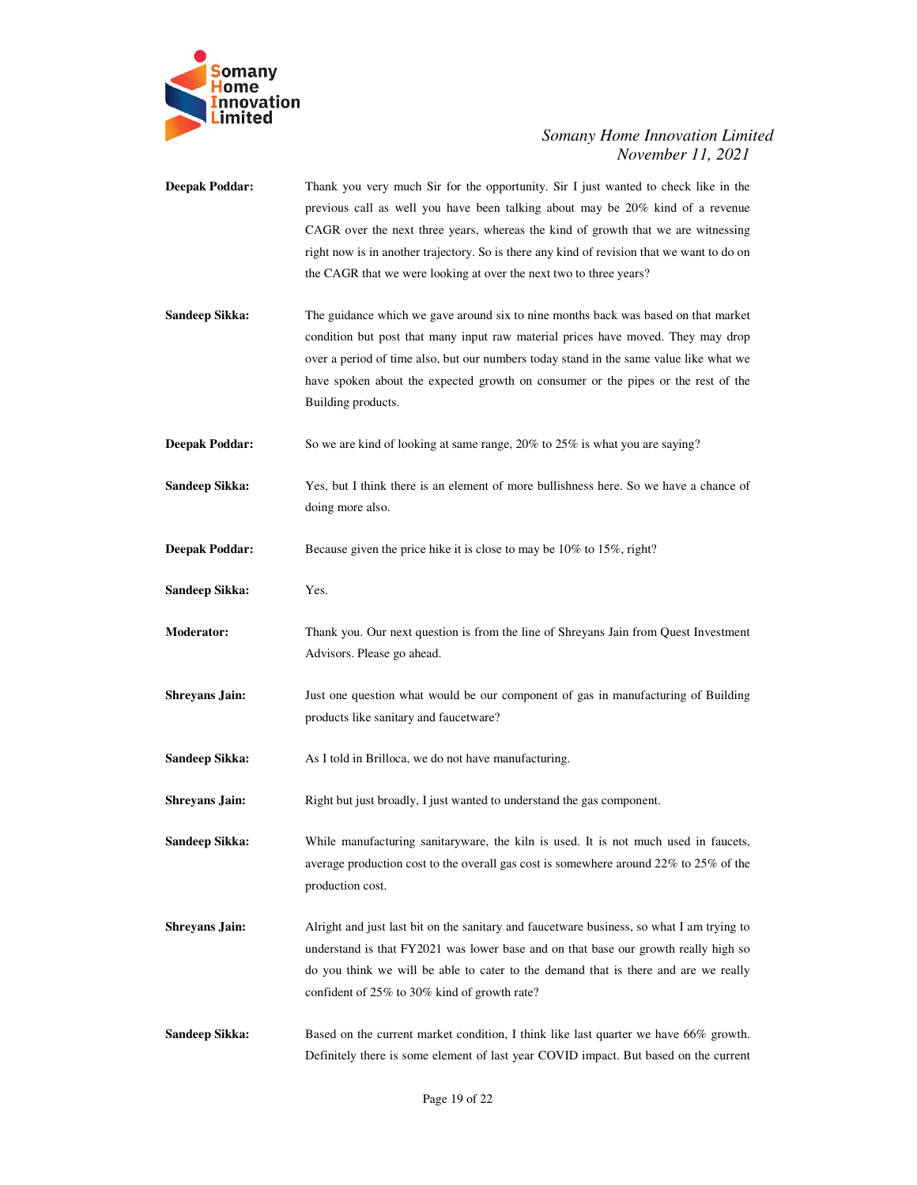**Deepak Poddar:** Thank you very much Sir for the opportunity. Sir I just wanted to check like in the previous call as well you have been talking about may be 20% kind of a revenue CAGR over the next three years, whereas the kind of growth that we are witnessing right now is in another trajectory. So is there any kind of revision that we want to do on the CAGR that we were looking at over the next two to three years?

**Sandeep Sikka:** The guidance which we gave around six to nine months back was based on that market condition but post that many input raw material prices have moved. They may drop over a period of time also, but our numbers today stand in the same value like what we have spoken about the expected growth on consumer or the pipes or the rest of the Building products.

**Deepak Poddar:** So we are kind of looking at same range, 20% to 25% is what you are saying?

**Sandeep Sikka:** Yes, but I think there is an element of more bullishness here. So we have a chance of doing more also.

**Deepak Poddar:** Because given the price hike it is close to may be 10% to 15%, right?

**Sandeep Sikka:** Yes.

**Moderator:** Thank you. Our next question is from the line of Shreyans Jain from Quest Investment Advisors. Please go ahead.

**Shreyans Jain:** Just one question what would be our component of gas in manufacturing of Building products like sanitary and faucetware?

**Sandeep Sikka:** As I told in Brilloca, we do not have manufacturing.

**Shreyans Jain:** Right but just broadly, I just wanted to understand the gas component.

**Sandeep Sikka:** While manufacturing sanitaryware, the kiln is used. It is not much used in faucets, average production cost to the overall gas cost is somewhere around 22% to 25% of the production cost.

**Shreyans Jain:** Alright and just last bit on the sanitary and faucetware business, so what I am trying to understand is that FY2021 was lower base and on that base our growth really high so do you think we will be able to cater to the demand that is there and are we really confident of 25% to 30% kind of growth rate?

**Sandeep Sikka:** Based on the current market condition, I think like last quarter we have 66% growth. Definitely there is some element of last year COVID impact. But based on the current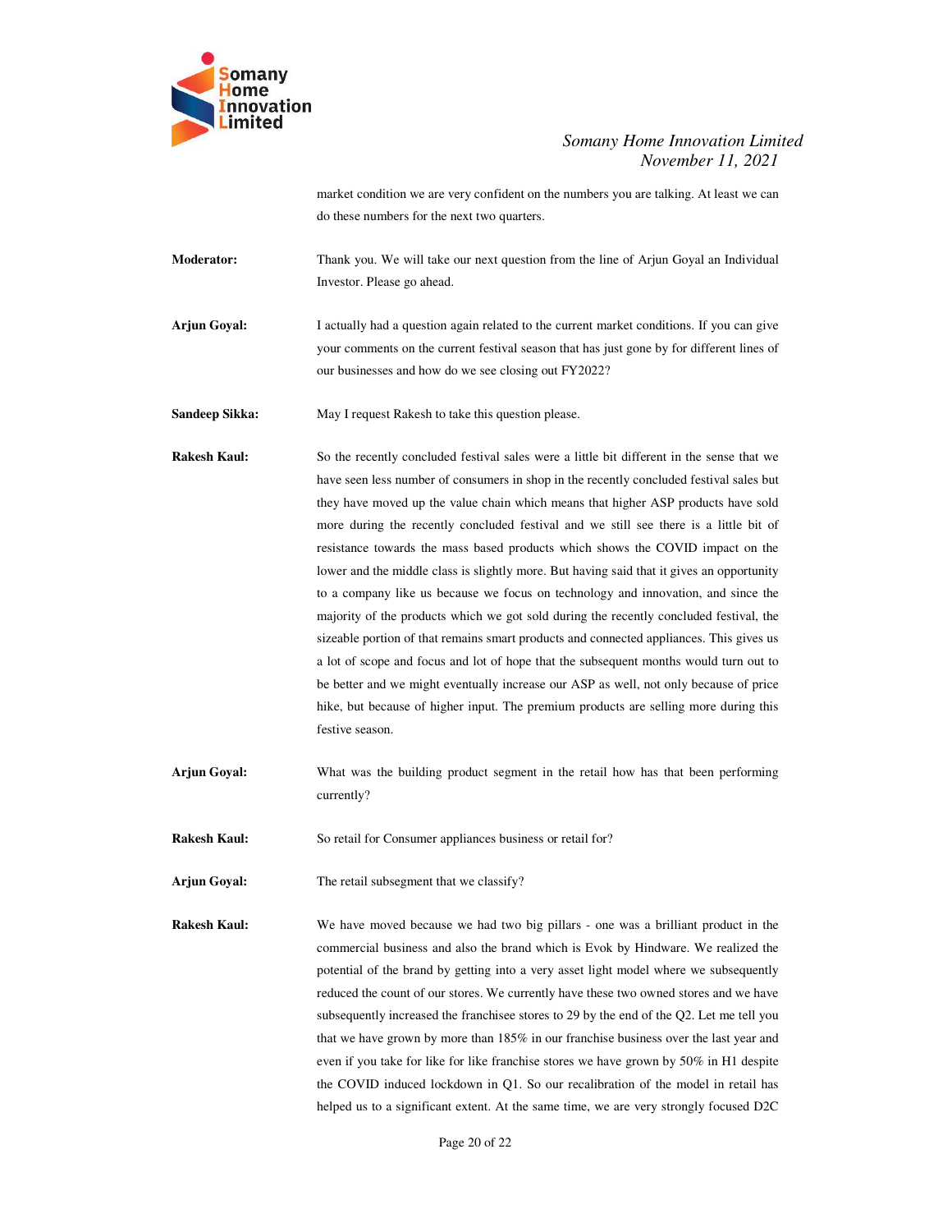market condition we are very confident on the numbers you are talking. At least we can do these numbers for the next two quarters.

**Moderator:** Thank you. We will take our next question from the line of Arjun Goyal an Individual Investor. Please go ahead.

**Arjun Goyal:** I actually had a question again related to the current market conditions. If you can give your comments on the current festival season that has just gone by for different lines of our businesses and how do we see closing out FY2022?

**Sandeep Sikka:** May I request Rakesh to take this question please.

**Rakesh Kaul:** So the recently concluded festival sales were a little bit different in the sense that we have seen less number of consumers in shop in the recently concluded festival sales but they have moved up the value chain which means that higher ASP products have sold more during the recently concluded festival and we still see there is a little bit of resistance towards the mass based products which shows the COVID impact on the lower and the middle class is slightly more. But having said that it gives an opportunity to a company like us because we focus on technology and innovation, and since the majority of the products which we got sold during the recently concluded festival, the sizeable portion of that remains smart products and connected appliances. This gives us a lot of scope and focus and lot of hope that the subsequent months would turn out to be better and we might eventually increase our ASP as well, not only because of price hike, but because of higher input. The premium products are selling more during this festive season.

**Arjun Goyal:** What was the building product segment in the retail how has that been performing currently?

**Rakesh Kaul:** So retail for Consumer appliances business or retail for?

**Arjun Goyal:** The retail subsegment that we classify?

**Rakesh Kaul:** We have moved because we had two big pillars - one was a brilliant product in the commercial business and also the brand which is Evok by Hindware. We realized the potential of the brand by getting into a very asset light model where we subsequently reduced the count of our stores. We currently have these two owned stores and we have subsequently increased the franchisee stores to 29 by the end of the Q2. Let me tell you that we have grown by more than 185% in our franchise business over the last year and even if you take for like for like franchise stores we have grown by 50% in H1 despite the COVID induced lockdown in Q1. So our recalibration of the model in retail has helped us to a significant extent. At the same time, we are very strongly focused D2C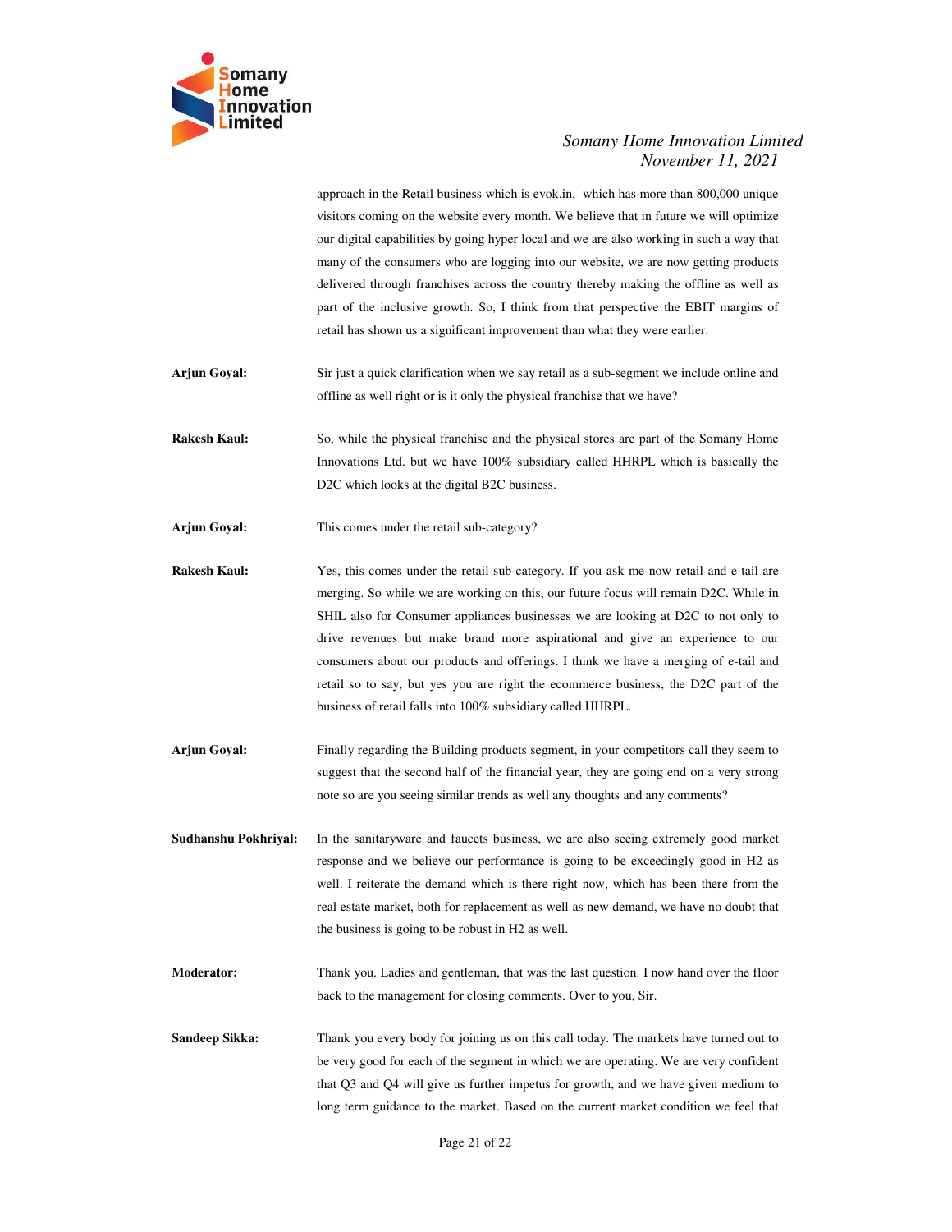approach in the Retail business which is evok.in, which has more than 800,000 unique visitors coming on the website every month. We believe that in future we will optimize our digital capabilities by going hyper local and we are also working in such a way that many of the consumers who are logging into our website, we are now getting products delivered through franchises across the country thereby making the offline as well as part of the inclusive growth. So, I think from that perspective the EBIT margins of retail has shown us a significant improvement than what they were earlier.

**Arjun Goyal:** Sir just a quick clarification when we say retail as a sub-segment we include online and offline as well right or is it only the physical franchise that we have?

**Rakesh Kaul:** So, while the physical franchise and the physical stores are part of the Somany Home Innovations Ltd. but we have 100% subsidiary called HHRPL which is basically the D2C which looks at the digital B2C business.

**Arjun Goyal:** This comes under the retail sub-category?

**Rakesh Kaul:** Yes, this comes under the retail sub-category. If you ask me now retail and e-tail are merging. So while we are working on this, our future focus will remain D2C. While in SHIL also for Consumer appliances businesses we are looking at D2C to not only to drive revenues but make brand more aspirational and give an experience to our consumers about our products and offerings. I think we have a merging of e-tail and retail so to say, but yes you are right the ecommerce business, the D2C part of the business of retail falls into 100% subsidiary called HHRPL.

**Arjun Goyal:** Finally regarding the Building products segment, in your competitors call they seem to suggest that the second half of the financial year, they are going end on a very strong note so are you seeing similar trends as well any thoughts and any comments?

**Sudhanshu Pokhriyal:** In the sanitaryware and faucets business, we are also seeing extremely good market response and we believe our performance is going to be exceedingly good in H2 as well. I reiterate the demand which is there right now, which has been there from the real estate market, both for replacement as well as new demand, we have no doubt that the business is going to be robust in H2 as well.

**Moderator:** Thank you. Ladies and gentleman, that was the last question. I now hand over the floor back to the management for closing comments. Over to you, Sir.

**Sandeep Sikka:** Thank you every body for joining us on this call today. The markets have turned out to be very good for each of the segment in which we are operating. We are very confident that Q3 and Q4 will give us further impetus for growth, and we have given medium to long term guidance to the market. Based on the current market condition we feel that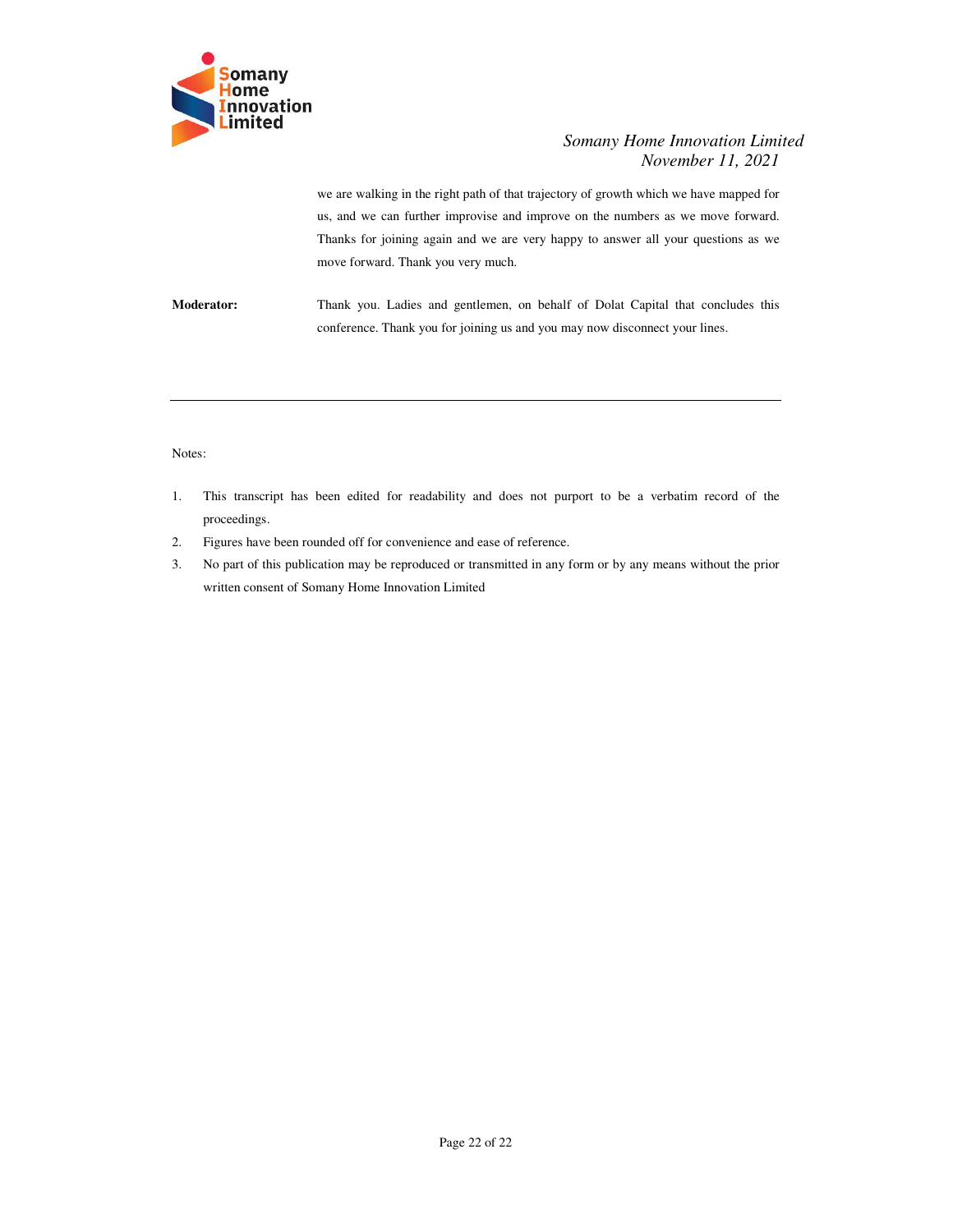we are walking in the right path of that trajectory of growth which we have mapped for us, and we can further improvise and improve on the numbers as we move forward. Thanks for joining again and we are very happy to answer all your questions as we move forward. Thank you very much.

**Moderator:** Thank you. Ladies and gentlemen, on behalf of Dolat Capital that concludes this conference. Thank you for joining us and you may now disconnect your lines.

---

Notes:

1. This transcript has been edited for readability and does not purport to be a verbatim record of the proceedings.
2. Figures have been rounded off for convenience and ease of reference.
3. No part of this publication may be reproduced or transmitted in any form or by any means without the prior written consent of Somany Home Innovation Limited